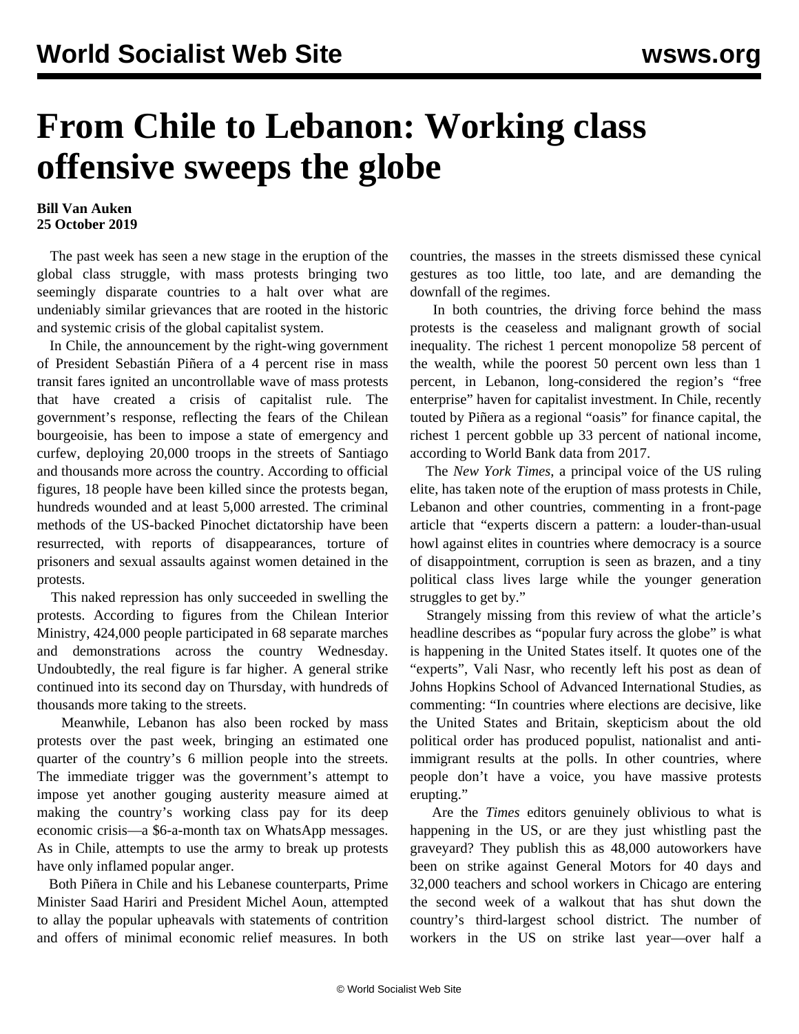# From Chile to Lebanon: Working class offensive sweeps the globe

**Bill Van Auken**
**25 October 2019**

The past week has seen a new stage in the eruption of the global class struggle, with mass protests bringing two seemingly disparate countries to a halt over what are undeniably similar grievances that are rooted in the historic and systemic crisis of the global capitalist system.

In Chile, the announcement by the right-wing government of President Sebastián Piñera of a 4 percent rise in mass transit fares ignited an uncontrollable wave of mass protests that have created a crisis of capitalist rule. The government's response, reflecting the fears of the Chilean bourgeoisie, has been to impose a state of emergency and curfew, deploying 20,000 troops in the streets of Santiago and thousands more across the country. According to official figures, 18 people have been killed since the protests began, hundreds wounded and at least 5,000 arrested. The criminal methods of the US-backed Pinochet dictatorship have been resurrected, with reports of disappearances, torture of prisoners and sexual assaults against women detained in the protests.

This naked repression has only succeeded in swelling the protests. According to figures from the Chilean Interior Ministry, 424,000 people participated in 68 separate marches and demonstrations across the country Wednesday. Undoubtedly, the real figure is far higher. A general strike continued into its second day on Thursday, with hundreds of thousands more taking to the streets.

Meanwhile, Lebanon has also been rocked by mass protests over the past week, bringing an estimated one quarter of the country's 6 million people into the streets. The immediate trigger was the government's attempt to impose yet another gouging austerity measure aimed at making the country's working class pay for its deep economic crisis—a $6-a-month tax on WhatsApp messages. As in Chile, attempts to use the army to break up protests have only inflamed popular anger.

Both Piñera in Chile and his Lebanese counterparts, Prime Minister Saad Hariri and President Michel Aoun, attempted to allay the popular upheavals with statements of contrition and offers of minimal economic relief measures. In both countries, the masses in the streets dismissed these cynical gestures as too little, too late, and are demanding the downfall of the regimes.

In both countries, the driving force behind the mass protests is the ceaseless and malignant growth of social inequality. The richest 1 percent monopolize 58 percent of the wealth, while the poorest 50 percent own less than 1 percent, in Lebanon, long-considered the region's "free enterprise" haven for capitalist investment. In Chile, recently touted by Piñera as a regional "oasis" for finance capital, the richest 1 percent gobble up 33 percent of national income, according to World Bank data from 2017.

The *New York Times*, a principal voice of the US ruling elite, has taken note of the eruption of mass protests in Chile, Lebanon and other countries, commenting in a front-page article that "experts discern a pattern: a louder-than-usual howl against elites in countries where democracy is a source of disappointment, corruption is seen as brazen, and a tiny political class lives large while the younger generation struggles to get by."

Strangely missing from this review of what the article's headline describes as "popular fury across the globe" is what is happening in the United States itself. It quotes one of the "experts", Vali Nasr, who recently left his post as dean of Johns Hopkins School of Advanced International Studies, as commenting: "In countries where elections are decisive, like the United States and Britain, skepticism about the old political order has produced populist, nationalist and anti-immigrant results at the polls. In other countries, where people don't have a voice, you have massive protests erupting."

Are the *Times* editors genuinely oblivious to what is happening in the US, or are they just whistling past the graveyard? They publish this as 48,000 autoworkers have been on strike against General Motors for 40 days and 32,000 teachers and school workers in Chicago are entering the second week of a walkout that has shut down the country's third-largest school district. The number of workers in the US on strike last year—over half a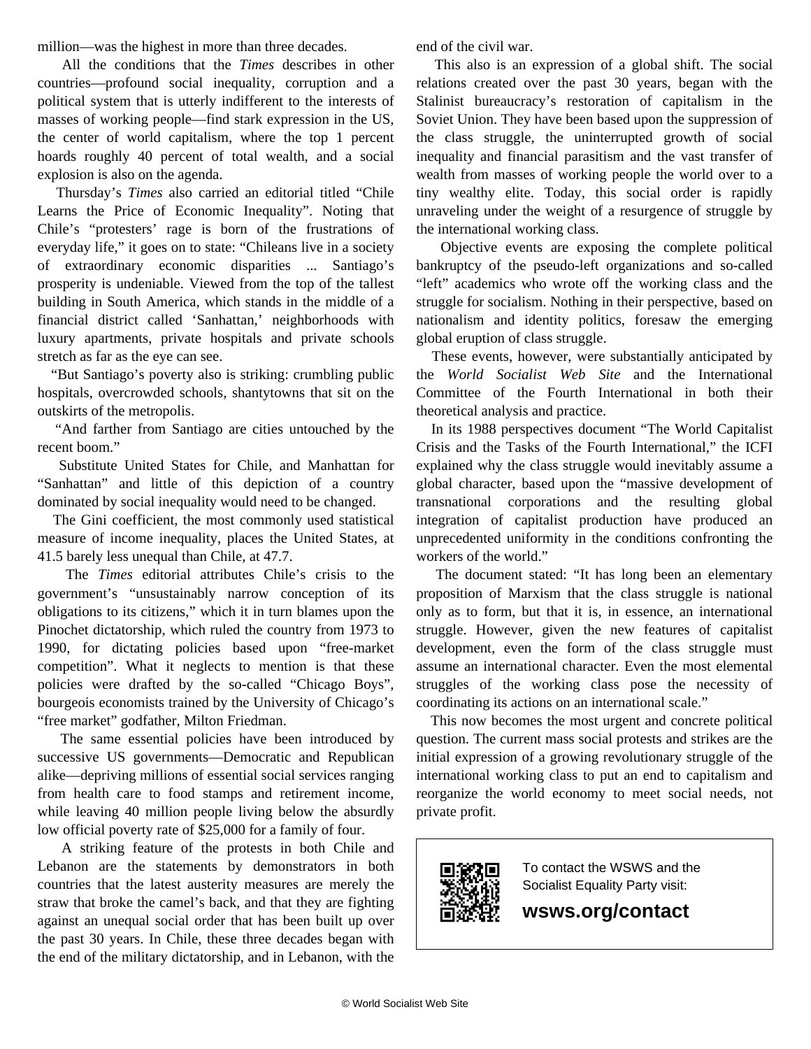million—was the highest in more than three decades.

All the conditions that the *Times* describes in other countries—profound social inequality, corruption and a political system that is utterly indifferent to the interests of masses of working people—find stark expression in the US, the center of world capitalism, where the top 1 percent hoards roughly 40 percent of total wealth, and a social explosion is also on the agenda.

Thursday's *Times* also carried an editorial titled "Chile Learns the Price of Economic Inequality". Noting that Chile's "protesters' rage is born of the frustrations of everyday life," it goes on to state: "Chileans live in a society of extraordinary economic disparities ... Santiago's prosperity is undeniable. Viewed from the top of the tallest building in South America, which stands in the middle of a financial district called 'Sanhattan,' neighborhoods with luxury apartments, private hospitals and private schools stretch as far as the eye can see.

"But Santiago's poverty also is striking: crumbling public hospitals, overcrowded schools, shantytowns that sit on the outskirts of the metropolis.

"And farther from Santiago are cities untouched by the recent boom."

Substitute United States for Chile, and Manhattan for "Sanhattan" and little of this depiction of a country dominated by social inequality would need to be changed.

The Gini coefficient, the most commonly used statistical measure of income inequality, places the United States, at 41.5 barely less unequal than Chile, at 47.7.

The *Times* editorial attributes Chile's crisis to the government's "unsustainably narrow conception of its obligations to its citizens," which it in turn blames upon the Pinochet dictatorship, which ruled the country from 1973 to 1990, for dictating policies based upon "free-market competition". What it neglects to mention is that these policies were drafted by the so-called "Chicago Boys", bourgeois economists trained by the University of Chicago's "free market" godfather, Milton Friedman.

The same essential policies have been introduced by successive US governments—Democratic and Republican alike—depriving millions of essential social services ranging from health care to food stamps and retirement income, while leaving 40 million people living below the absurdly low official poverty rate of $25,000 for a family of four.

A striking feature of the protests in both Chile and Lebanon are the statements by demonstrators in both countries that the latest austerity measures are merely the straw that broke the camel's back, and that they are fighting against an unequal social order that has been built up over the past 30 years. In Chile, these three decades began with the end of the military dictatorship, and in Lebanon, with the end of the civil war.

This also is an expression of a global shift. The social relations created over the past 30 years, began with the Stalinist bureaucracy's restoration of capitalism in the Soviet Union. They have been based upon the suppression of the class struggle, the uninterrupted growth of social inequality and financial parasitism and the vast transfer of wealth from masses of working people the world over to a tiny wealthy elite. Today, this social order is rapidly unraveling under the weight of a resurgence of struggle by the international working class.

Objective events are exposing the complete political bankruptcy of the pseudo-left organizations and so-called "left" academics who wrote off the working class and the struggle for socialism. Nothing in their perspective, based on nationalism and identity politics, foresaw the emerging global eruption of class struggle.

These events, however, were substantially anticipated by the *World Socialist Web Site* and the International Committee of the Fourth International in both their theoretical analysis and practice.

In its 1988 perspectives document "The World Capitalist Crisis and the Tasks of the Fourth International," the ICFI explained why the class struggle would inevitably assume a global character, based upon the "massive development of transnational corporations and the resulting global integration of capitalist production have produced an unprecedented uniformity in the conditions confronting the workers of the world."

The document stated: "It has long been an elementary proposition of Marxism that the class struggle is national only as to form, but that it is, in essence, an international struggle. However, given the new features of capitalist development, even the form of the class struggle must assume an international character. Even the most elemental struggles of the working class pose the necessity of coordinating its actions on an international scale."

This now becomes the most urgent and concrete political question. The current mass social protests and strikes are the initial expression of a growing revolutionary struggle of the international working class to put an end to capitalism and reorganize the world economy to meet social needs, not private profit.

To contact the WSWS and the Socialist Equality Party visit:

**wsws.org/contact**